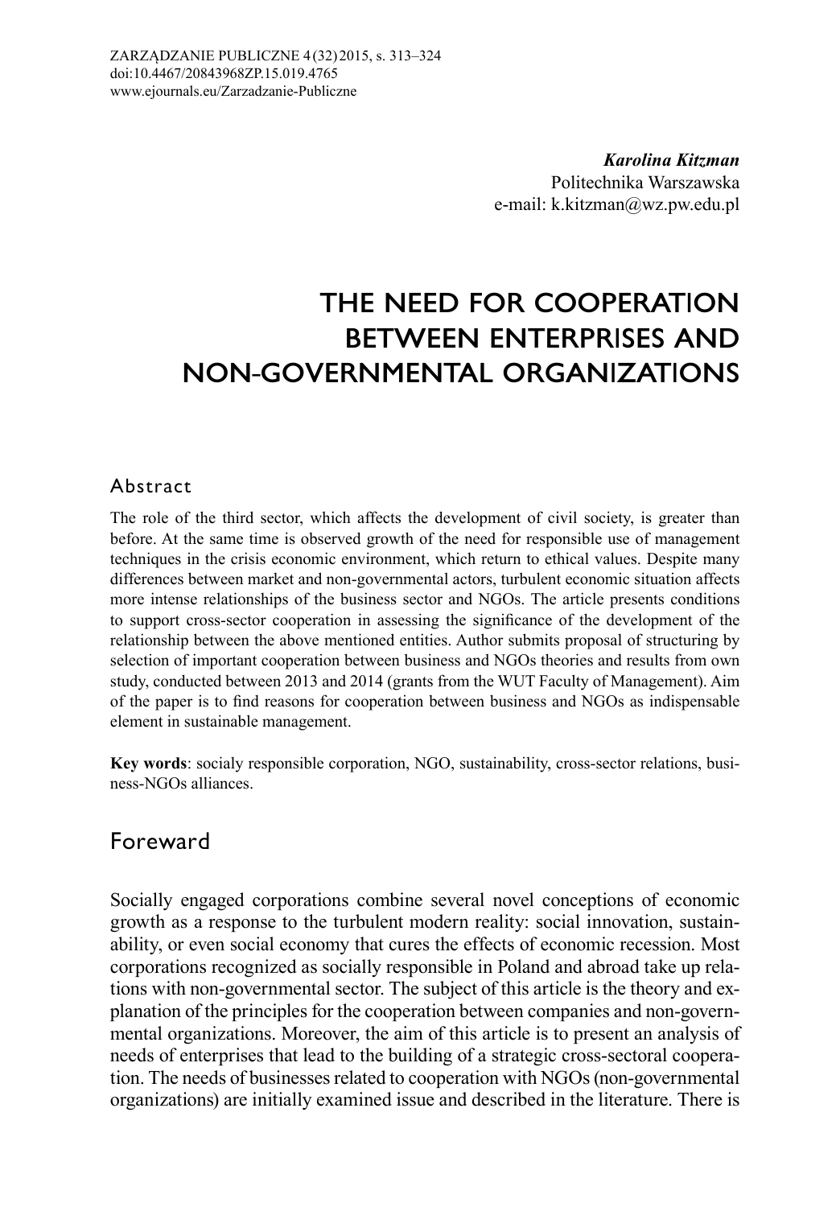*Karolina Kitzman*
Politechnika Warszawska
e-mail: k.kitzman@wz.pw.edu.pl

# THE NEED FOR COOPERATION BETWEEN ENTERPRISES AND NON-GOVERNMENTAL ORGANIZATIONS

## Abstract

The role of the third sector, which affects the development of civil society, is greater than before. At the same time is observed growth of the need for responsible use of management techniques in the crisis economic environment, which return to ethical values. Despite many differences between market and non-governmental actors, turbulent economic situation affects more intense relationships of the business sector and NGOs. The article presents conditions to support cross-sector cooperation in assessing the significance of the development of the relationship between the above mentioned entities. Author submits proposal of structuring by selection of important cooperation between business and NGOs theories and results from own study, conducted between 2013 and 2014 (grants from the WUT Faculty of Management). Aim of the paper is to find reasons for cooperation between business and NGOs as indispensable element in sustainable management.

**Key words**: socialy responsible corporation, NGO, sustainability, cross-sector relations, business-NGOs alliances.

## Foreward

Socially engaged corporations combine several novel conceptions of economic growth as a response to the turbulent modern reality: social innovation, sustainability, or even social economy that cures the effects of economic recession. Most corporations recognized as socially responsible in Poland and abroad take up relations with non-governmental sector. The subject of this article is the theory and explanation of the principles for the cooperation between companies and non-governmental organizations. Moreover, the aim of this article is to present an analysis of needs of enterprises that lead to the building of a strategic cross-sectoral cooperation. The needs of businesses related to cooperation with NGOs (non-governmental organizations) are initially examined issue and described in the literature. There is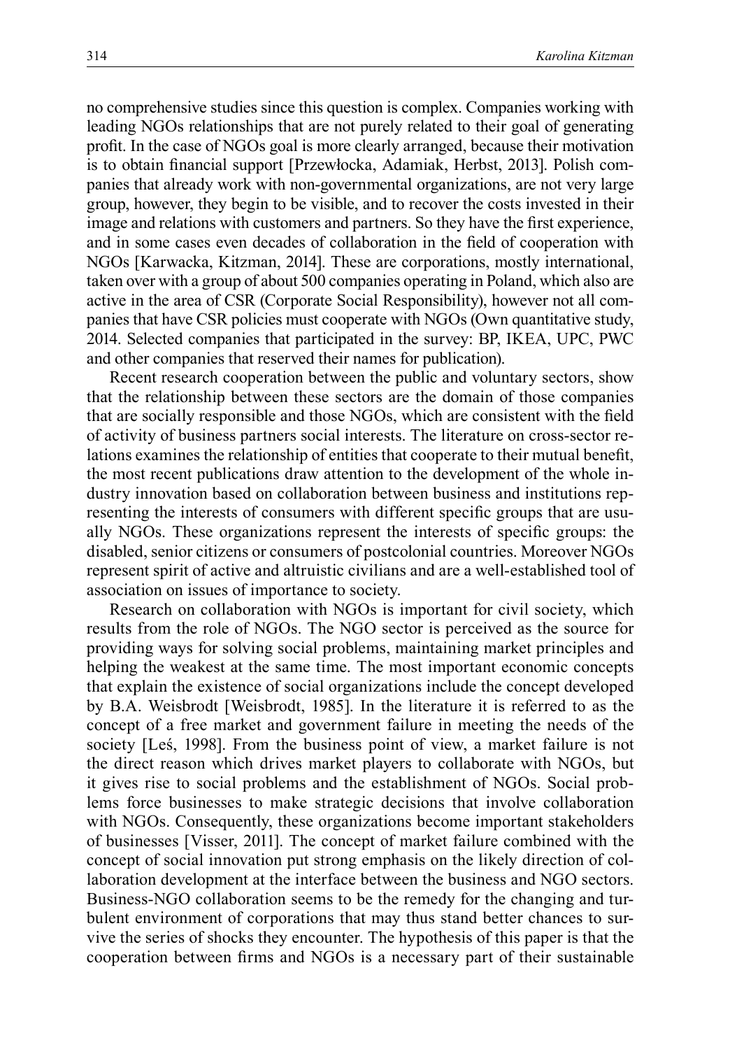no comprehensive studies since this question is complex. Companies working with leading NGOs relationships that are not purely related to their goal of generating profit. In the case of NGOs goal is more clearly arranged, because their motivation is to obtain financial support [Przewłocka, Adamiak, Herbst, 2013]. Polish companies that already work with non-governmental organizations, are not very large group, however, they begin to be visible, and to recover the costs invested in their image and relations with customers and partners. So they have the first experience, and in some cases even decades of collaboration in the field of cooperation with NGOs [Karwacka, Kitzman, 2014]. These are corporations, mostly international, taken over with a group of about 500 companies operating in Poland, which also are active in the area of CSR (Corporate Social Responsibility), however not all companies that have CSR policies must cooperate with NGOs (Own quantitative study, 2014. Selected companies that participated in the survey: BP, IKEA, UPC, PWC and other companies that reserved their names for publication).

Recent research cooperation between the public and voluntary sectors, show that the relationship between these sectors are the domain of those companies that are socially responsible and those NGOs, which are consistent with the field of activity of business partners social interests. The literature on cross-sector relations examines the relationship of entities that cooperate to their mutual benefit, the most recent publications draw attention to the development of the whole industry innovation based on collaboration between business and institutions representing the interests of consumers with different specific groups that are usually NGOs. These organizations represent the interests of specific groups: the disabled, senior citizens or consumers of postcolonial countries. Moreover NGOs represent spirit of active and altruistic civilians and are a well-established tool of association on issues of importance to society.

Research on collaboration with NGOs is important for civil society, which results from the role of NGOs. The NGO sector is perceived as the source for providing ways for solving social problems, maintaining market principles and helping the weakest at the same time. The most important economic concepts that explain the existence of social organizations include the concept developed by B.A. Weisbrodt [Weisbrodt, 1985]. In the literature it is referred to as the concept of a free market and government failure in meeting the needs of the society [Leś, 1998]. From the business point of view, a market failure is not the direct reason which drives market players to collaborate with NGOs, but it gives rise to social problems and the establishment of NGOs. Social problems force businesses to make strategic decisions that involve collaboration with NGOs. Consequently, these organizations become important stakeholders of businesses [Visser, 2011]. The concept of market failure combined with the concept of social innovation put strong emphasis on the likely direction of collaboration development at the interface between the business and NGO sectors. Business-NGO collaboration seems to be the remedy for the changing and turbulent environment of corporations that may thus stand better chances to survive the series of shocks they encounter. The hypothesis of this paper is that the cooperation between firms and NGOs is a necessary part of their sustainable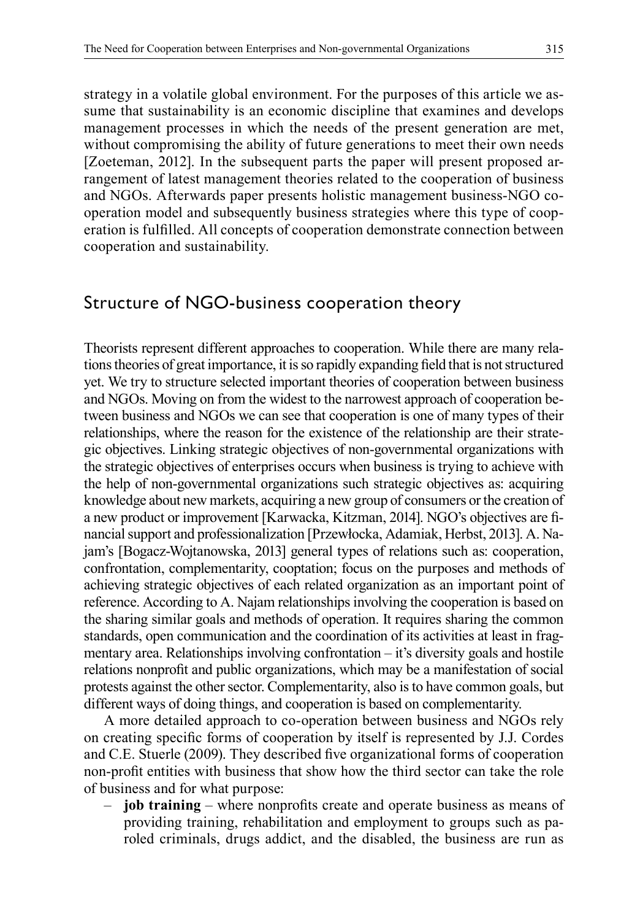strategy in a volatile global environment. For the purposes of this article we assume that sustainability is an economic discipline that examines and develops management processes in which the needs of the present generation are met, without compromising the ability of future generations to meet their own needs [Zoeteman, 2012]. In the subsequent parts the paper will present proposed arrangement of latest management theories related to the cooperation of business and NGOs. Afterwards paper presents holistic management business-NGO cooperation model and subsequently business strategies where this type of cooperation is fulfilled. All concepts of cooperation demonstrate connection between cooperation and sustainability.

## Structure of NGO-business cooperation theory

Theorists represent different approaches to cooperation. While there are many relations theories of great importance, it is so rapidly expanding field that is not structured yet. We try to structure selected important theories of cooperation between business and NGOs. Moving on from the widest to the narrowest approach of cooperation between business and NGOs we can see that cooperation is one of many types of their relationships, where the reason for the existence of the relationship are their strategic objectives. Linking strategic objectives of non-governmental organizations with the strategic objectives of enterprises occurs when business is trying to achieve with the help of non-governmental organizations such strategic objectives as: acquiring knowledge about new markets, acquiring a new group of consumers or the creation of a new product or improvement [Karwacka, Kitzman, 2014]. NGO's objectives are financial support and professionalization [Przewłocka, Adamiak, Herbst, 2013]. A. Najam's [Bogacz-Wojtanowska, 2013] general types of relations such as: cooperation, confrontation, complementarity, cooptation; focus on the purposes and methods of achieving strategic objectives of each related organization as an important point of reference. According to A. Najam relationships involving the cooperation is based on the sharing similar goals and methods of operation. It requires sharing the common standards, open communication and the coordination of its activities at least in fragmentary area. Relationships involving confrontation – it's diversity goals and hostile relations nonprofit and public organizations, which may be a manifestation of social protests against the other sector. Complementarity, also is to have common goals, but different ways of doing things, and cooperation is based on complementarity.

A more detailed approach to co-operation between business and NGOs rely on creating specific forms of cooperation by itself is represented by J.J. Cordes and C.E. Stuerle (2009). They described five organizational forms of cooperation non-profit entities with business that show how the third sector can take the role of business and for what purpose:

- **job training** – where nonprofits create and operate business as means of providing training, rehabilitation and employment to groups such as paroled criminals, drugs addict, and the disabled, the business are run as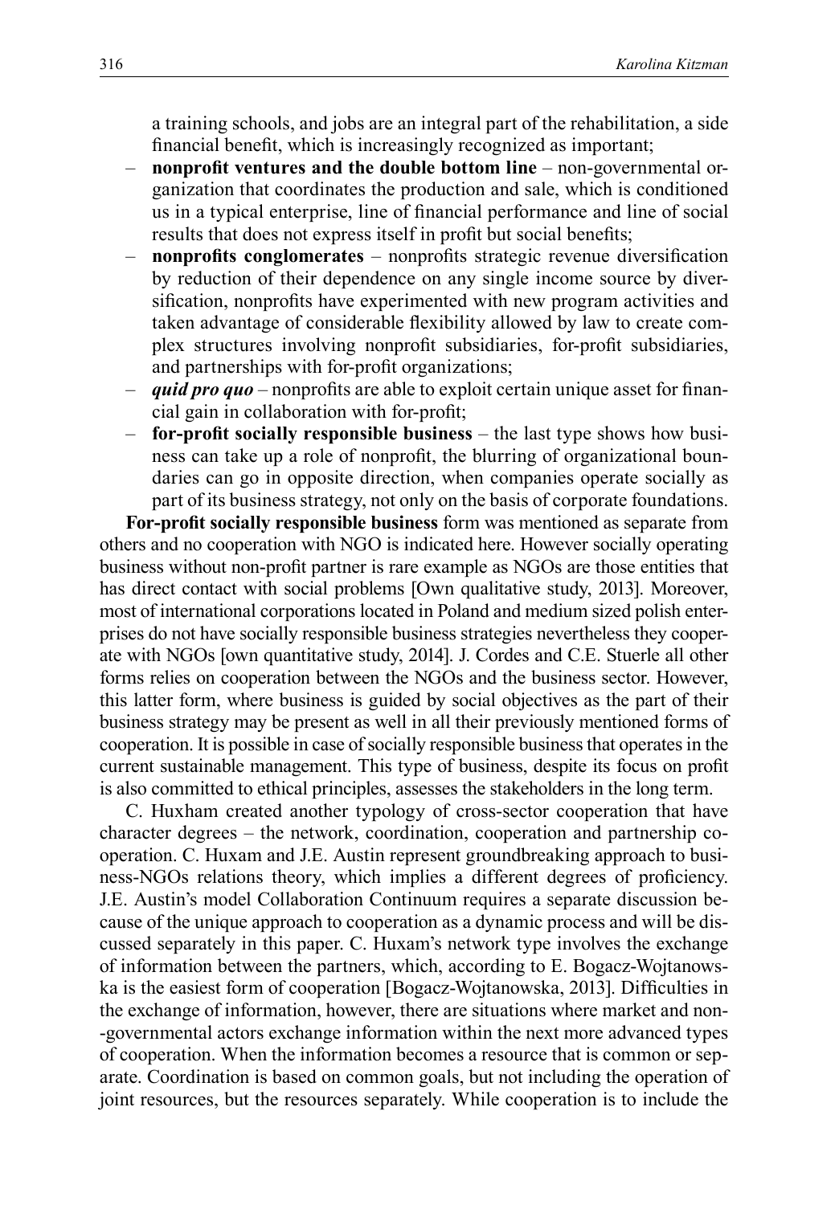a training schools, and jobs are an integral part of the rehabilitation, a side financial benefit, which is increasingly recognized as important;

- **nonprofit ventures and the double bottom line** – non-governmental organization that coordinates the production and sale, which is conditioned us in a typical enterprise, line of financial performance and line of social results that does not express itself in profit but social benefits;
- **nonprofits conglomerates** – nonprofits strategic revenue diversification by reduction of their dependence on any single income source by diversification, nonprofits have experimented with new program activities and taken advantage of considerable flexibility allowed by law to create complex structures involving nonprofit subsidiaries, for-profit subsidiaries, and partnerships with for-profit organizations;
- ***quid pro quo*** – nonprofits are able to exploit certain unique asset for financial gain in collaboration with for-profit;
- **for-profit socially responsible business** – the last type shows how business can take up a role of nonprofit, the blurring of organizational boundaries can go in opposite direction, when companies operate socially as part of its business strategy, not only on the basis of corporate foundations.

**For-profit socially responsible business** form was mentioned as separate from others and no cooperation with NGO is indicated here. However socially operating business without non-profit partner is rare example as NGOs are those entities that has direct contact with social problems [Own qualitative study, 2013]. Moreover, most of international corporations located in Poland and medium sized polish enterprises do not have socially responsible business strategies nevertheless they cooperate with NGOs [own quantitative study, 2014]. J. Cordes and C.E. Stuerle all other forms relies on cooperation between the NGOs and the business sector. However, this latter form, where business is guided by social objectives as the part of their business strategy may be present as well in all their previously mentioned forms of cooperation. It is possible in case of socially responsible business that operates in the current sustainable management. This type of business, despite its focus on profit is also committed to ethical principles, assesses the stakeholders in the long term.

C. Huxham created another typology of cross-sector cooperation that have character degrees – the network, coordination, cooperation and partnership cooperation. C. Huxam and J.E. Austin represent groundbreaking approach to business-NGOs relations theory, which implies a different degrees of proficiency. J.E. Austin's model Collaboration Continuum requires a separate discussion because of the unique approach to cooperation as a dynamic process and will be discussed separately in this paper. C. Huxam's network type involves the exchange of information between the partners, which, according to E. Bogacz-Wojtanowska is the easiest form of cooperation [Bogacz-Wojtanowska, 2013]. Difficulties in the exchange of information, however, there are situations where market and non-governmental actors exchange information within the next more advanced types of cooperation. When the information becomes a resource that is common or separate. Coordination is based on common goals, but not including the operation of joint resources, but the resources separately. While cooperation is to include the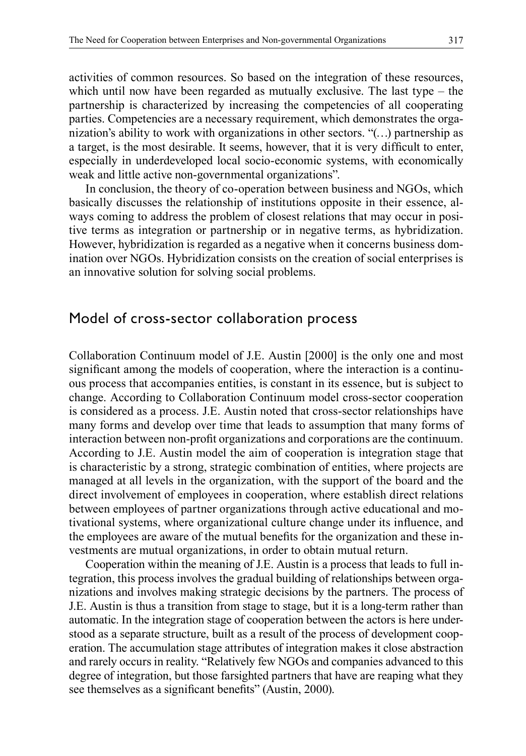activities of common resources. So based on the integration of these resources, which until now have been regarded as mutually exclusive. The last type – the partnership is characterized by increasing the competencies of all cooperating parties. Competencies are a necessary requirement, which demonstrates the organization's ability to work with organizations in other sectors. "(…) partnership as a target, is the most desirable. It seems, however, that it is very difficult to enter, especially in underdeveloped local socio-economic systems, with economically weak and little active non-governmental organizations".

In conclusion, the theory of co-operation between business and NGOs, which basically discusses the relationship of institutions opposite in their essence, always coming to address the problem of closest relations that may occur in positive terms as integration or partnership or in negative terms, as hybridization. However, hybridization is regarded as a negative when it concerns business domination over NGOs. Hybridization consists on the creation of social enterprises is an innovative solution for solving social problems.

## Model of cross-sector collaboration process

Collaboration Continuum model of J.E. Austin [2000] is the only one and most significant among the models of cooperation, where the interaction is a continuous process that accompanies entities, is constant in its essence, but is subject to change. According to Collaboration Continuum model cross-sector cooperation is considered as a process. J.E. Austin noted that cross-sector relationships have many forms and develop over time that leads to assumption that many forms of interaction between non-profit organizations and corporations are the continuum. According to J.E. Austin model the aim of cooperation is integration stage that is characteristic by a strong, strategic combination of entities, where projects are managed at all levels in the organization, with the support of the board and the direct involvement of employees in cooperation, where establish direct relations between employees of partner organizations through active educational and motivational systems, where organizational culture change under its influence, and the employees are aware of the mutual benefits for the organization and these investments are mutual organizations, in order to obtain mutual return.

Cooperation within the meaning of J.E. Austin is a process that leads to full integration, this process involves the gradual building of relationships between organizations and involves making strategic decisions by the partners. The process of J.E. Austin is thus a transition from stage to stage, but it is a long-term rather than automatic. In the integration stage of cooperation between the actors is here understood as a separate structure, built as a result of the process of development cooperation. The accumulation stage attributes of integration makes it close abstraction and rarely occurs in reality. "Relatively few NGOs and companies advanced to this degree of integration, but those farsighted partners that have are reaping what they see themselves as a significant benefits" (Austin, 2000).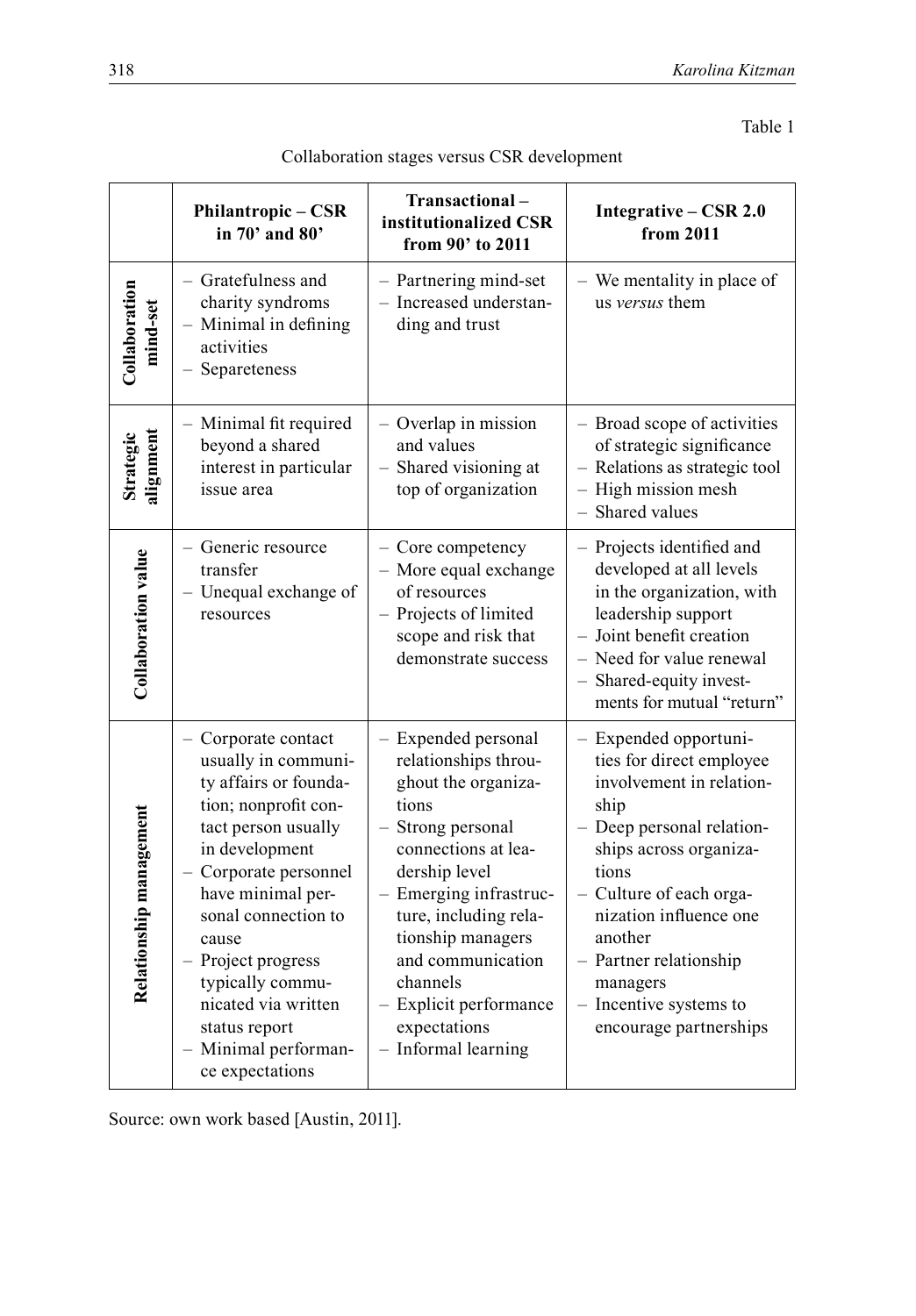Table 1

Collaboration stages versus CSR development

| | Philantropic – CSR in 70' and 80' | Transactional – institutionalized CSR from 90' to 2011 | Integrative – CSR 2.0 from 2011 |
|---|---|---|---|
| **Collaboration mind-set** | – Gratefulness and charity syndroms<br>– Minimal in defining activities<br>– Separeteness | – Partnering mind-set<br>– Increased understanding and trust | – We mentality in place of us *versus* them |
| **Strategic alignment** | – Minimal fit required beyond a shared interest in particular issue area | – Overlap in mission and values<br>– Shared visioning at top of organization | – Broad scope of activities of strategic significance<br>– Relations as strategic tool<br>– High mission mesh<br>– Shared values |
| **Collaboration value** | – Generic resource transfer<br>– Unequal exchange of resources | – Core competency<br>– More equal exchange of resources<br>– Projects of limited scope and risk that demonstrate success | – Projects identified and developed at all levels in the organization, with leadership support<br>– Joint benefit creation<br>– Need for value renewal<br>– Shared-equity investments for mutual "return" |
| **Relationship management** | – Corporate contact usually in community affairs or foundation; nonprofit contact person usually in development<br>– Corporate personnel have minimal personal connection to cause<br>– Project progress typically communicated via written status report<br>– Minimal performance expectations | – Expended personal relationships throughout the organizations<br>– Strong personal connections at leadership level<br>– Emerging infrastructure, including relationship managers and communication channels<br>– Explicit performance expectations<br>– Informal learning | – Expended opportunities for direct employee involvement in relationship<br>– Deep personal relationships across organizations<br>– Culture of each organization influence one another<br>– Partner relationship managers<br>– Incentive systems to encourage partnerships |

Source: own work based [Austin, 2011].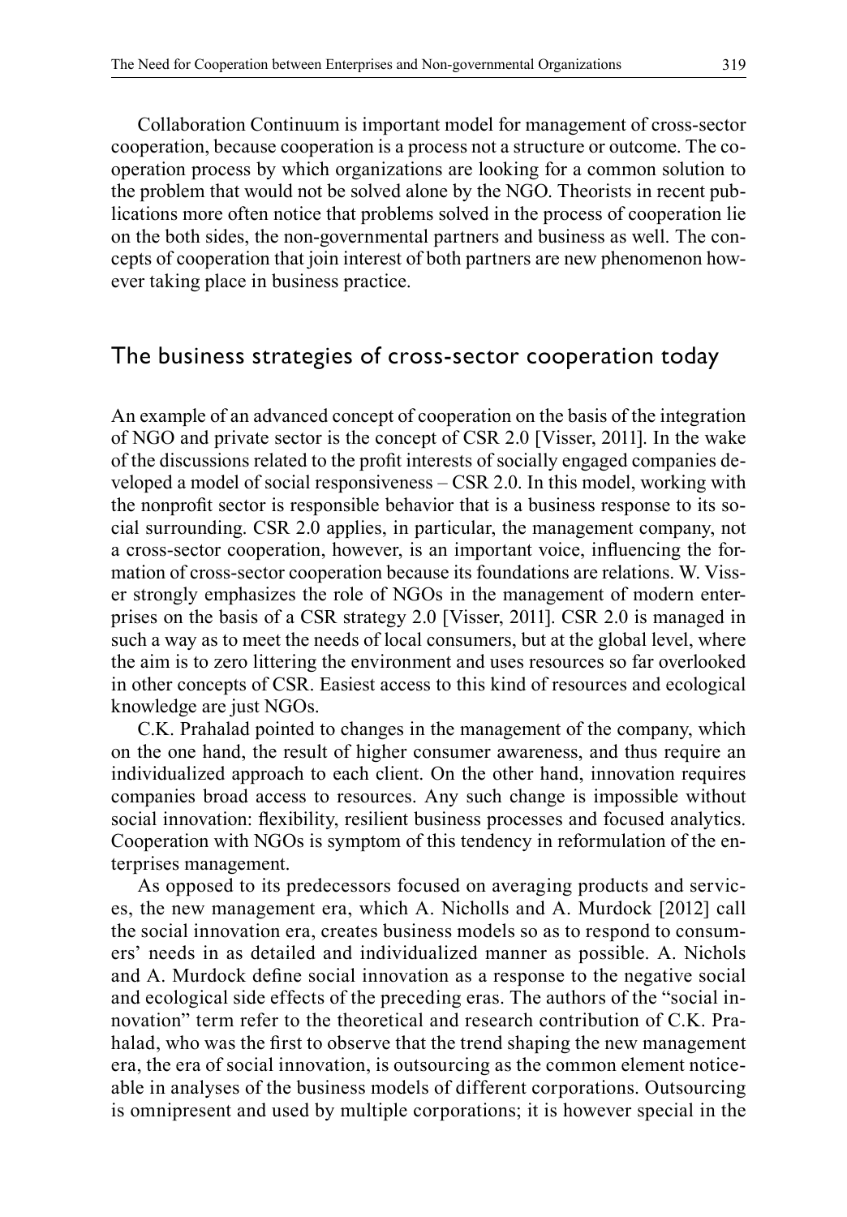Collaboration Continuum is important model for management of cross-sector cooperation, because cooperation is a process not a structure or outcome. The cooperation process by which organizations are looking for a common solution to the problem that would not be solved alone by the NGO. Theorists in recent publications more often notice that problems solved in the process of cooperation lie on the both sides, the non-governmental partners and business as well. The concepts of cooperation that join interest of both partners are new phenomenon however taking place in business practice.

## The business strategies of cross-sector cooperation today

An example of an advanced concept of cooperation on the basis of the integration of NGO and private sector is the concept of CSR 2.0 [Visser, 2011]. In the wake of the discussions related to the profit interests of socially engaged companies developed a model of social responsiveness – CSR 2.0. In this model, working with the nonprofit sector is responsible behavior that is a business response to its social surrounding. CSR 2.0 applies, in particular, the management company, not a cross-sector cooperation, however, is an important voice, influencing the formation of cross-sector cooperation because its foundations are relations. W. Visser strongly emphasizes the role of NGOs in the management of modern enterprises on the basis of a CSR strategy 2.0 [Visser, 2011]. CSR 2.0 is managed in such a way as to meet the needs of local consumers, but at the global level, where the aim is to zero littering the environment and uses resources so far overlooked in other concepts of CSR. Easiest access to this kind of resources and ecological knowledge are just NGOs.

C.K. Prahalad pointed to changes in the management of the company, which on the one hand, the result of higher consumer awareness, and thus require an individualized approach to each client. On the other hand, innovation requires companies broad access to resources. Any such change is impossible without social innovation: flexibility, resilient business processes and focused analytics. Cooperation with NGOs is symptom of this tendency in reformulation of the enterprises management.

As opposed to its predecessors focused on averaging products and services, the new management era, which A. Nicholls and A. Murdock [2012] call the social innovation era, creates business models so as to respond to consumers' needs in as detailed and individualized manner as possible. A. Nichols and A. Murdock define social innovation as a response to the negative social and ecological side effects of the preceding eras. The authors of the "social innovation" term refer to the theoretical and research contribution of C.K. Prahalad, who was the first to observe that the trend shaping the new management era, the era of social innovation, is outsourcing as the common element noticeable in analyses of the business models of different corporations. Outsourcing is omnipresent and used by multiple corporations; it is however special in the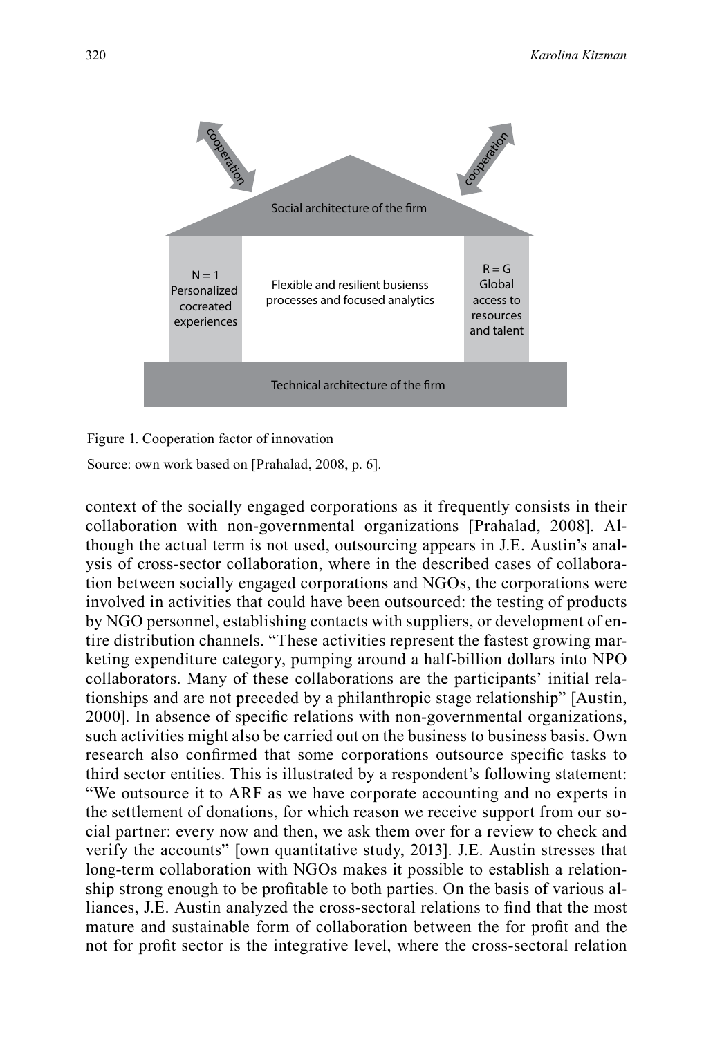Figure 1. Cooperation factor of innovation

Source: own work based on [Prahalad, 2008, p. 6].

context of the socially engaged corporations as it frequently consists in their collaboration with non-governmental organizations [Prahalad, 2008]. Although the actual term is not used, outsourcing appears in J.E. Austin's analysis of cross-sector collaboration, where in the described cases of collaboration between socially engaged corporations and NGOs, the corporations were involved in activities that could have been outsourced: the testing of products by NGO personnel, establishing contacts with suppliers, or development of entire distribution channels. "These activities represent the fastest growing marketing expenditure category, pumping around a half-billion dollars into NPO collaborators. Many of these collaborations are the participants' initial relationships and are not preceded by a philanthropic stage relationship" [Austin, 2000]. In absence of specific relations with non-governmental organizations, such activities might also be carried out on the business to business basis. Own research also confirmed that some corporations outsource specific tasks to third sector entities. This is illustrated by a respondent's following statement: "We outsource it to ARF as we have corporate accounting and no experts in the settlement of donations, for which reason we receive support from our social partner: every now and then, we ask them over for a review to check and verify the accounts" [own quantitative study, 2013]. J.E. Austin stresses that long-term collaboration with NGOs makes it possible to establish a relationship strong enough to be profitable to both parties. On the basis of various alliances, J.E. Austin analyzed the cross-sectoral relations to find that the most mature and sustainable form of collaboration between the for profit and the not for profit sector is the integrative level, where the cross-sectoral relation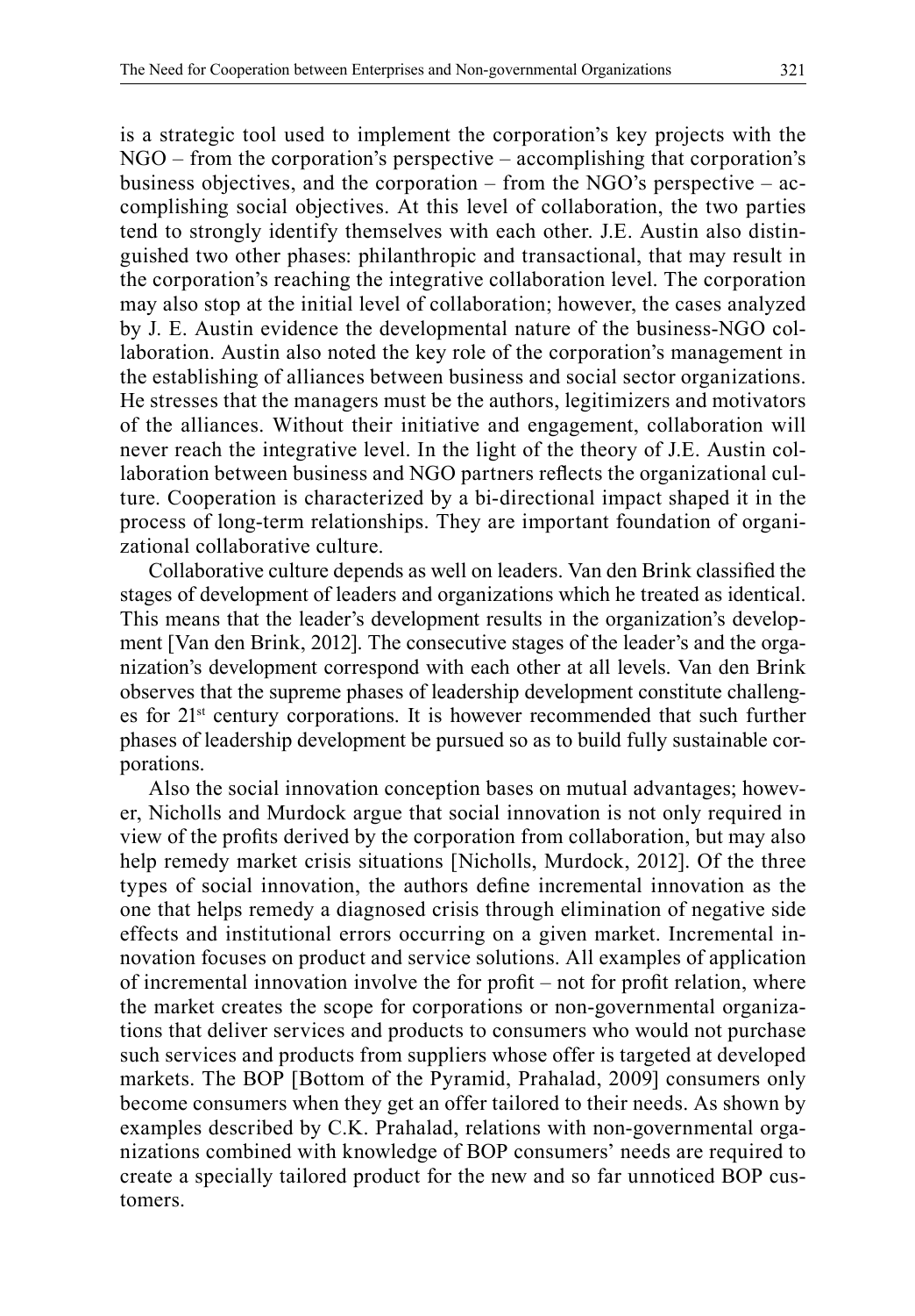is a strategic tool used to implement the corporation's key projects with the NGO – from the corporation's perspective – accomplishing that corporation's business objectives, and the corporation – from the NGO's perspective – accomplishing social objectives. At this level of collaboration, the two parties tend to strongly identify themselves with each other. J.E. Austin also distinguished two other phases: philanthropic and transactional, that may result in the corporation's reaching the integrative collaboration level. The corporation may also stop at the initial level of collaboration; however, the cases analyzed by J. E. Austin evidence the developmental nature of the business-NGO collaboration. Austin also noted the key role of the corporation's management in the establishing of alliances between business and social sector organizations. He stresses that the managers must be the authors, legitimizers and motivators of the alliances. Without their initiative and engagement, collaboration will never reach the integrative level. In the light of the theory of J.E. Austin collaboration between business and NGO partners reflects the organizational culture. Cooperation is characterized by a bi-directional impact shaped it in the process of long-term relationships. They are important foundation of organizational collaborative culture.

Collaborative culture depends as well on leaders. Van den Brink classified the stages of development of leaders and organizations which he treated as identical. This means that the leader's development results in the organization's development [Van den Brink, 2012]. The consecutive stages of the leader's and the organization's development correspond with each other at all levels. Van den Brink observes that the supreme phases of leadership development constitute challenges for 21st century corporations. It is however recommended that such further phases of leadership development be pursued so as to build fully sustainable corporations.

Also the social innovation conception bases on mutual advantages; however, Nicholls and Murdock argue that social innovation is not only required in view of the profits derived by the corporation from collaboration, but may also help remedy market crisis situations [Nicholls, Murdock, 2012]. Of the three types of social innovation, the authors define incremental innovation as the one that helps remedy a diagnosed crisis through elimination of negative side effects and institutional errors occurring on a given market. Incremental innovation focuses on product and service solutions. All examples of application of incremental innovation involve the for profit – not for profit relation, where the market creates the scope for corporations or non-governmental organizations that deliver services and products to consumers who would not purchase such services and products from suppliers whose offer is targeted at developed markets. The BOP [Bottom of the Pyramid, Prahalad, 2009] consumers only become consumers when they get an offer tailored to their needs. As shown by examples described by C.K. Prahalad, relations with non-governmental organizations combined with knowledge of BOP consumers' needs are required to create a specially tailored product for the new and so far unnoticed BOP customers.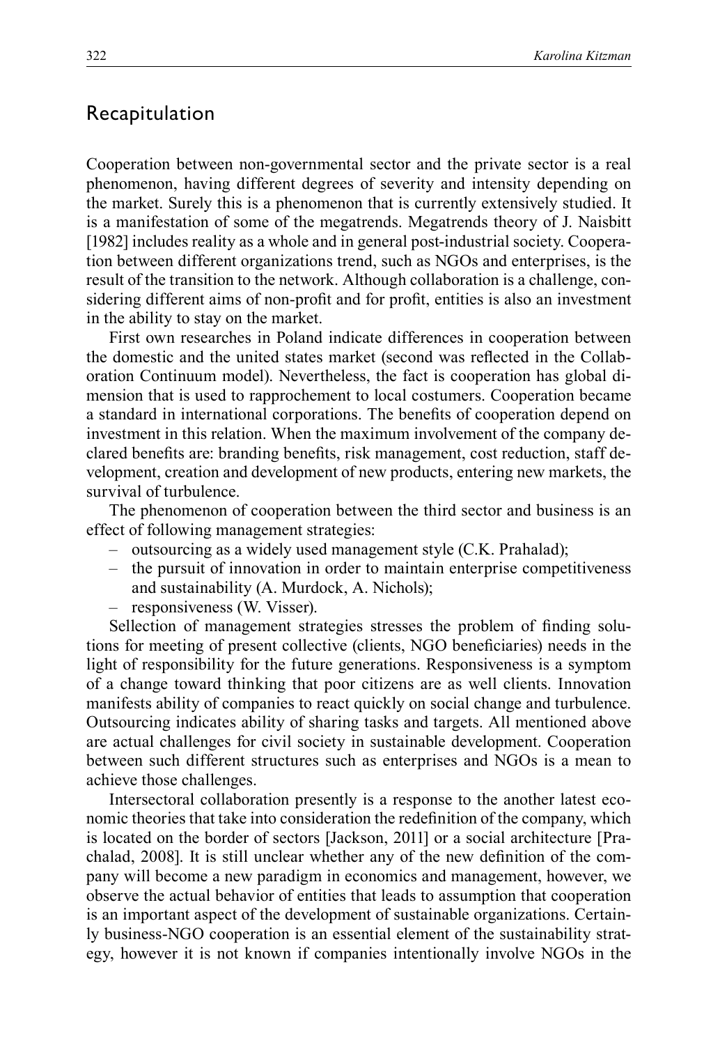## Recapitulation

Cooperation between non-governmental sector and the private sector is a real phenomenon, having different degrees of severity and intensity depending on the market. Surely this is a phenomenon that is currently extensively studied. It is a manifestation of some of the megatrends. Megatrends theory of J. Naisbitt [1982] includes reality as a whole and in general post-industrial society. Cooperation between different organizations trend, such as NGOs and enterprises, is the result of the transition to the network. Although collaboration is a challenge, considering different aims of non-profit and for profit, entities is also an investment in the ability to stay on the market.

First own researches in Poland indicate differences in cooperation between the domestic and the united states market (second was reflected in the Collaboration Continuum model). Nevertheless, the fact is cooperation has global dimension that is used to rapprochement to local costumers. Cooperation became a standard in international corporations. The benefits of cooperation depend on investment in this relation. When the maximum involvement of the company declared benefits are: branding benefits, risk management, cost reduction, staff development, creation and development of new products, entering new markets, the survival of turbulence.

The phenomenon of cooperation between the third sector and business is an effect of following management strategies:

- outsourcing as a widely used management style (C.K. Prahalad);
- the pursuit of innovation in order to maintain enterprise competitiveness and sustainability (A. Murdock, A. Nichols);
- responsiveness (W. Visser).

Sellection of management strategies stresses the problem of finding solutions for meeting of present collective (clients, NGO beneficiaries) needs in the light of responsibility for the future generations. Responsiveness is a symptom of a change toward thinking that poor citizens are as well clients. Innovation manifests ability of companies to react quickly on social change and turbulence. Outsourcing indicates ability of sharing tasks and targets. All mentioned above are actual challenges for civil society in sustainable development. Cooperation between such different structures such as enterprises and NGOs is a mean to achieve those challenges.

Intersectoral collaboration presently is a response to the another latest economic theories that take into consideration the redefinition of the company, which is located on the border of sectors [Jackson, 2011] or a social architecture [Prachalad, 2008]. It is still unclear whether any of the new definition of the company will become a new paradigm in economics and management, however, we observe the actual behavior of entities that leads to assumption that cooperation is an important aspect of the development of sustainable organizations. Certainly business-NGO cooperation is an essential element of the sustainability strategy, however it is not known if companies intentionally involve NGOs in the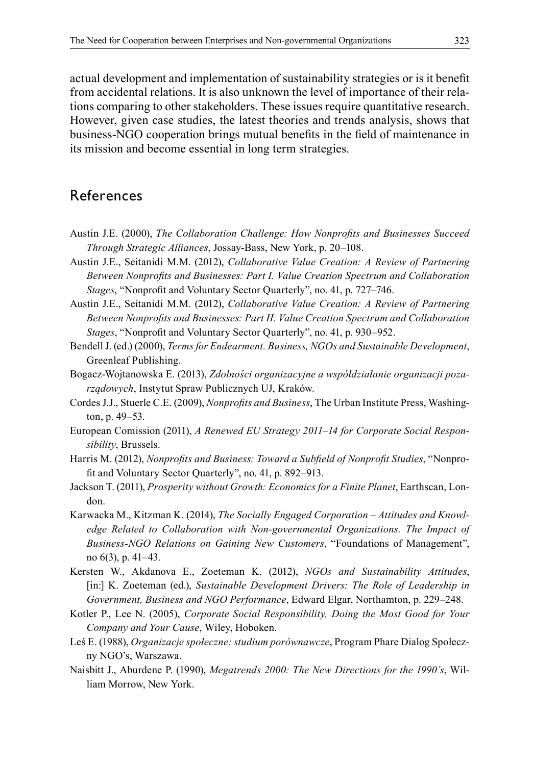actual development and implementation of sustainability strategies or is it benefit from accidental relations. It is also unknown the level of importance of their relations comparing to other stakeholders. These issues require quantitative research. However, given case studies, the latest theories and trends analysis, shows that business-NGO cooperation brings mutual benefits in the field of maintenance in its mission and become essential in long term strategies.

## References

Austin J.E. (2000), *The Collaboration Challenge: How Nonprofits and Businesses Succeed Through Strategic Alliances*, Jossay-Bass, New York, p. 20–108.

Austin J.E., Seitanidi M.M. (2012), *Collaborative Value Creation: A Review of Partnering Between Nonprofits and Businesses: Part I. Value Creation Spectrum and Collaboration Stages*, "Nonprofit and Voluntary Sector Quarterly", no. 41, p. 727–746.

Austin J.E., Seitanidi M.M. (2012), *Collaborative Value Creation: A Review of Partnering Between Nonprofits and Businesses: Part II. Value Creation Spectrum and Collaboration Stages*, "Nonprofit and Voluntary Sector Quarterly", no. 41, p. 930–952.

Bendell J. (ed.) (2000), *Terms for Endearment. Business, NGOs and Sustainable Development*, Greenleaf Publishing.

Bogacz-Wojtanowska E. (2013), *Zdolności organizacyjne a współdziałanie organizacji pozarządowych*, Instytut Spraw Publicznych UJ, Kraków.

Cordes J.J., Stuerle C.E. (2009), *Nonprofits and Business*, The Urban Institute Press, Washington, p. 49–53.

European Comission (2011), *A Renewed EU Strategy 2011–14 for Corporate Social Responsibility*, Brussels.

Harris M. (2012), *Nonprofits and Business: Toward a Subfield of Nonprofit Studies*, "Nonprofit and Voluntary Sector Quarterly", no. 41, p. 892–913.

Jackson T. (2011), *Prosperity without Growth: Economics for a Finite Planet*, Earthscan, London.

Karwacka M., Kitzman K. (2014), *The Socially Engaged Corporation – Attitudes and Knowledge Related to Collaboration with Non-governmental Organizations. The Impact of Business-NGO Relations on Gaining New Customers*, "Foundations of Management", no 6(3), p. 41–43.

Kersten W., Akdanova E., Zoeteman K. (2012), *NGOs and Sustainability Attitudes*, [in:] K. Zoeteman (ed.), *Sustainable Development Drivers: The Role of Leadership in Government, Business and NGO Performance*, Edward Elgar, Northamton, p. 229–248.

Kotler P., Lee N. (2005), *Corporate Social Responsibility, Doing the Most Good for Your Company and Your Cause*, Wiley, Hoboken.

Leś E. (1988), *Organizacje społeczne: studium porównawcze*, Program Phare Dialog Społeczny NGO's, Warszawa.

Naisbitt J., Aburdene P. (1990), *Megatrends 2000: The New Directions for the 1990's*, William Morrow, New York.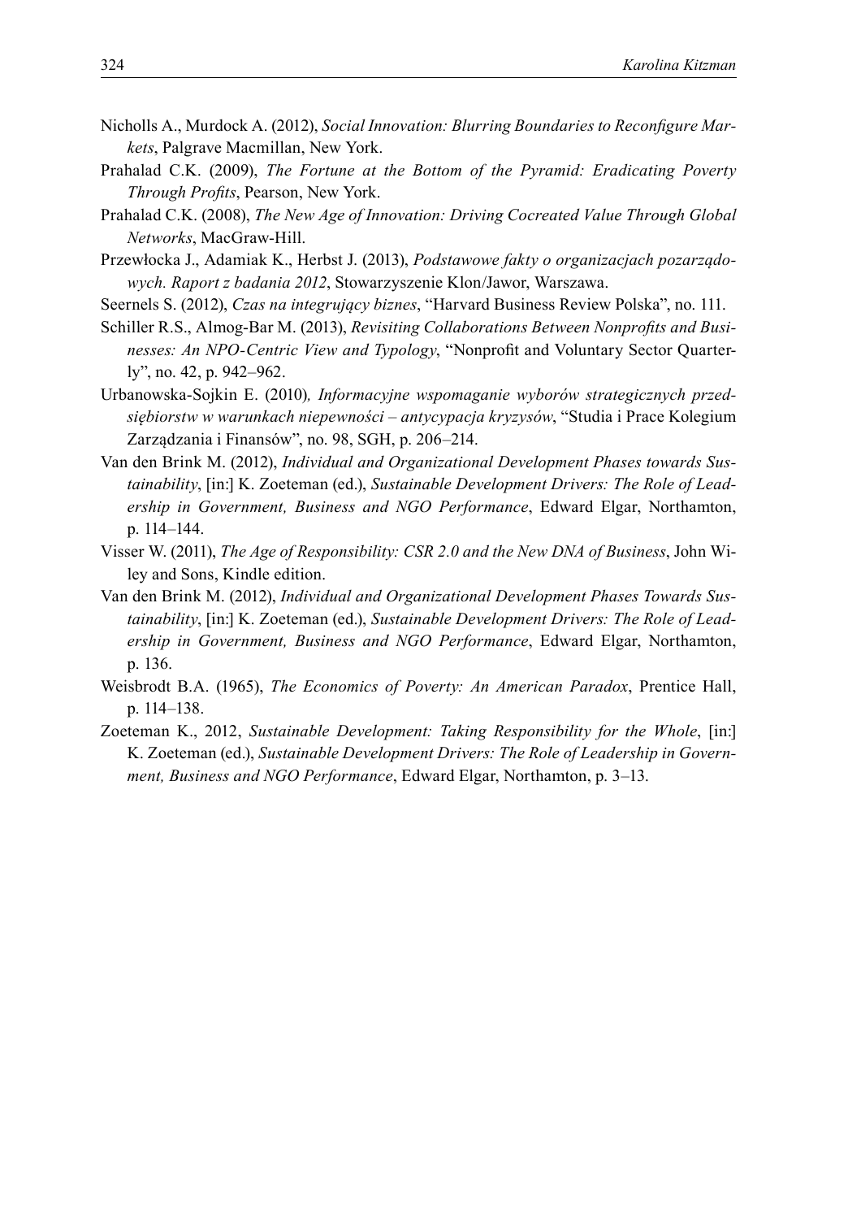Nicholls A., Murdock A. (2012), *Social Innovation: Blurring Boundaries to Reconfigure Markets*, Palgrave Macmillan, New York.

Prahalad C.K. (2009), *The Fortune at the Bottom of the Pyramid: Eradicating Poverty Through Profits*, Pearson, New York.

Prahalad C.K. (2008), *The New Age of Innovation: Driving Cocreated Value Through Global Networks*, MacGraw-Hill.

Przewłocka J., Adamiak K., Herbst J. (2013), *Podstawowe fakty o organizacjach pozarządowych. Raport z badania 2012*, Stowarzyszenie Klon/Jawor, Warszawa.

Seernels S. (2012), *Czas na integrujący biznes*, "Harvard Business Review Polska", no. 111.

Schiller R.S., Almog-Bar M. (2013), *Revisiting Collaborations Between Nonprofits and Businesses: An NPO-Centric View and Typology*, "Nonprofit and Voluntary Sector Quarterly", no. 42, p. 942–962.

Urbanowska-Sojkin E. (2010)*, Informacyjne wspomaganie wyborów strategicznych przedsiębiorstw w warunkach niepewności – antycypacja kryzysów*, "Studia i Prace Kolegium Zarządzania i Finansów", no. 98, SGH, p. 206–214.

Van den Brink M. (2012), *Individual and Organizational Development Phases towards Sustainability*, [in:] K. Zoeteman (ed.), *Sustainable Development Drivers: The Role of Leadership in Government, Business and NGO Performance*, Edward Elgar, Northamton, p. 114–144.

Visser W. (2011), *The Age of Responsibility: CSR 2.0 and the New DNA of Business*, John Wiley and Sons, Kindle edition.

Van den Brink M. (2012), *Individual and Organizational Development Phases Towards Sustainability*, [in:] K. Zoeteman (ed.), *Sustainable Development Drivers: The Role of Leadership in Government, Business and NGO Performance*, Edward Elgar, Northamton, p. 136.

Weisbrodt B.A. (1965), *The Economics of Poverty: An American Paradox*, Prentice Hall, p. 114–138.

Zoeteman K., 2012, *Sustainable Development: Taking Responsibility for the Whole*, [in:] K. Zoeteman (ed.), *Sustainable Development Drivers: The Role of Leadership in Government, Business and NGO Performance*, Edward Elgar, Northamton, p. 3–13.